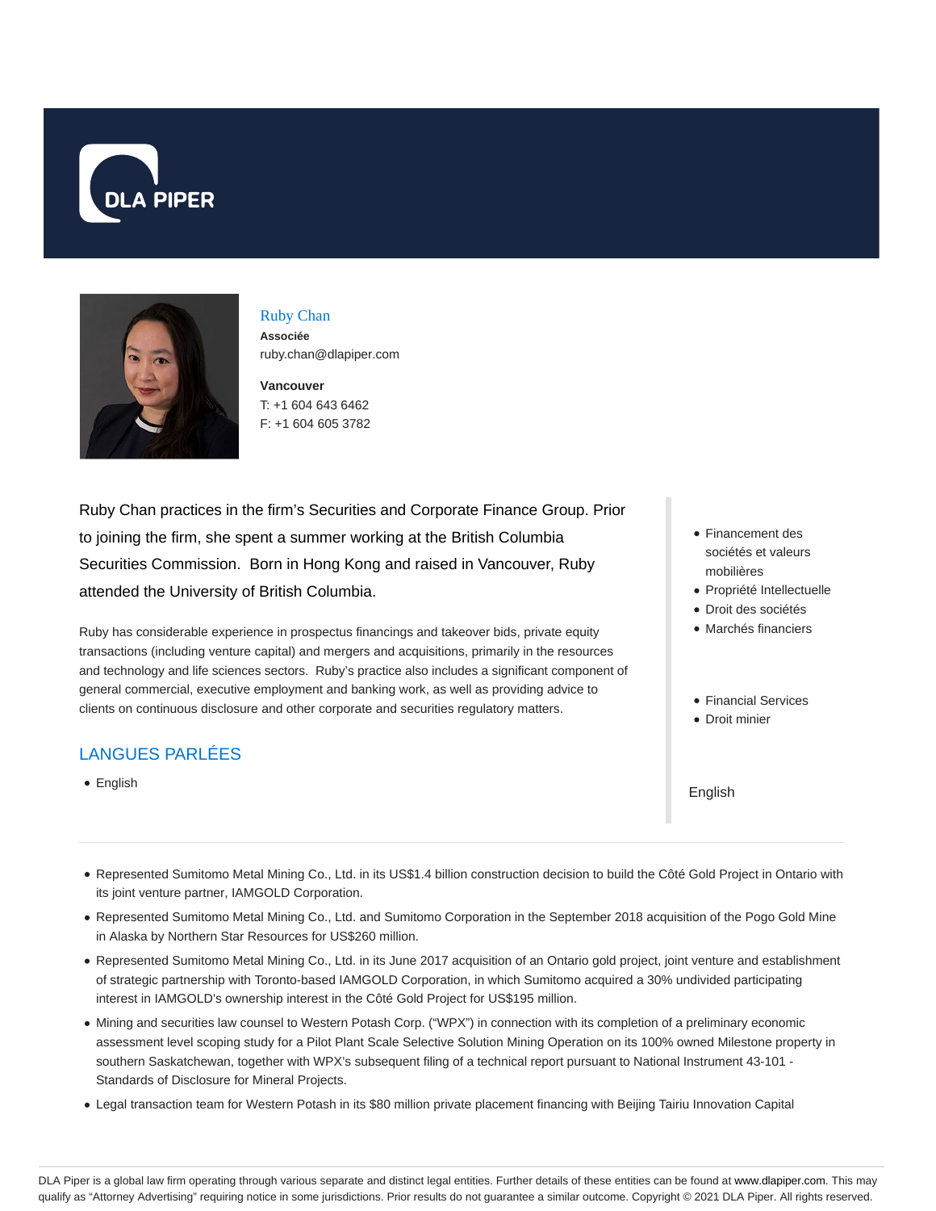# Ruby Chan

**Associée**

ruby.chan@dlapiper.com

**Vancouver**

T: +1 604 643 6462

F: +1 604 605 3782

Ruby Chan practices in the firm's Securities and Corporate Finance Group. Prior to joining the firm, she spent a summer working at the British Columbia Securities Commission. Born in Hong Kong and raised in Vancouver, Ruby attended the University of British Columbia.

Ruby has considerable experience in prospectus financings and takeover bids, private equity transactions (including venture capital) and mergers and acquisitions, primarily in the resources and technology and life sciences sectors. Ruby's practice also includes a significant component of general commercial, executive employment and banking work, as well as providing advice to clients on continuous disclosure and other corporate and securities regulatory matters.

- Financement des sociétés et valeurs mobilières
- Propriété Intellectuelle
- Droit des sociétés
- Marchés financiers

- Financial Services
- Droit minier

English

## LANGUES PARLÉES

- English

- Represented Sumitomo Metal Mining Co., Ltd. in its US$1.4 billion construction decision to build the Côté Gold Project in Ontario with its joint venture partner, IAMGOLD Corporation.
- Represented Sumitomo Metal Mining Co., Ltd. and Sumitomo Corporation in the September 2018 acquisition of the Pogo Gold Mine in Alaska by Northern Star Resources for US$260 million.
- Represented Sumitomo Metal Mining Co., Ltd. in its June 2017 acquisition of an Ontario gold project, joint venture and establishment of strategic partnership with Toronto-based IAMGOLD Corporation, in which Sumitomo acquired a 30% undivided participating interest in IAMGOLD's ownership interest in the Côté Gold Project for US$195 million.
- Mining and securities law counsel to Western Potash Corp. ("WPX") in connection with its completion of a preliminary economic assessment level scoping study for a Pilot Plant Scale Selective Solution Mining Operation on its 100% owned Milestone property in southern Saskatchewan, together with WPX's subsequent filing of a technical report pursuant to National Instrument 43-101 - Standards of Disclosure for Mineral Projects.
- Legal transaction team for Western Potash in its $80 million private placement financing with Beijing Tairiu Innovation Capital

DLA Piper is a global law firm operating through various separate and distinct legal entities. Further details of these entities can be found at www.dlapiper.com. This may qualify as "Attorney Advertising" requiring notice in some jurisdictions. Prior results do not guarantee a similar outcome. Copyright © 2021 DLA Piper. All rights reserved.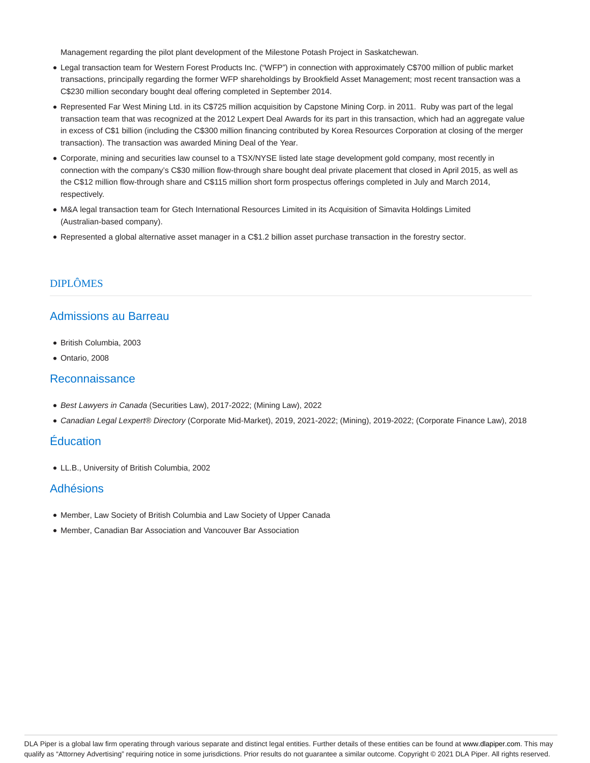Management regarding the pilot plant development of the Milestone Potash Project in Saskatchewan.

- Legal transaction team for Western Forest Products Inc. ("WFP") in connection with approximately C$700 million of public market transactions, principally regarding the former WFP shareholdings by Brookfield Asset Management; most recent transaction was a C$230 million secondary bought deal offering completed in September 2014.
- Represented Far West Mining Ltd. in its C$725 million acquisition by Capstone Mining Corp. in 2011. Ruby was part of the legal transaction team that was recognized at the 2012 Lexpert Deal Awards for its part in this transaction, which had an aggregate value in excess of C$1 billion (including the C$300 million financing contributed by Korea Resources Corporation at closing of the merger transaction). The transaction was awarded Mining Deal of the Year.
- Corporate, mining and securities law counsel to a TSX/NYSE listed late stage development gold company, most recently in connection with the company's C$30 million flow-through share bought deal private placement that closed in April 2015, as well as the C$12 million flow-through share and C$115 million short form prospectus offerings completed in July and March 2014, respectively.
- M&A legal transaction team for Gtech International Resources Limited in its Acquisition of Simavita Holdings Limited (Australian-based company).
- Represented a global alternative asset manager in a C$1.2 billion asset purchase transaction in the forestry sector.

## DIPLÔMES

### Admissions au Barreau

- British Columbia, 2003
- Ontario, 2008

### Reconnaissance

- *Best Lawyers in Canada* (Securities Law), 2017-2022; (Mining Law), 2022
- *Canadian Legal Lexpert® Directory* (Corporate Mid-Market), 2019, 2021-2022; (Mining), 2019-2022; (Corporate Finance Law), 2018

### Éducation

- LL.B., University of British Columbia, 2002

### Adhésions

- Member, Law Society of British Columbia and Law Society of Upper Canada
- Member, Canadian Bar Association and Vancouver Bar Association

DLA Piper is a global law firm operating through various separate and distinct legal entities. Further details of these entities can be found at www.dlapiper.com. This may qualify as "Attorney Advertising" requiring notice in some jurisdictions. Prior results do not guarantee a similar outcome. Copyright © 2021 DLA Piper. All rights reserved.